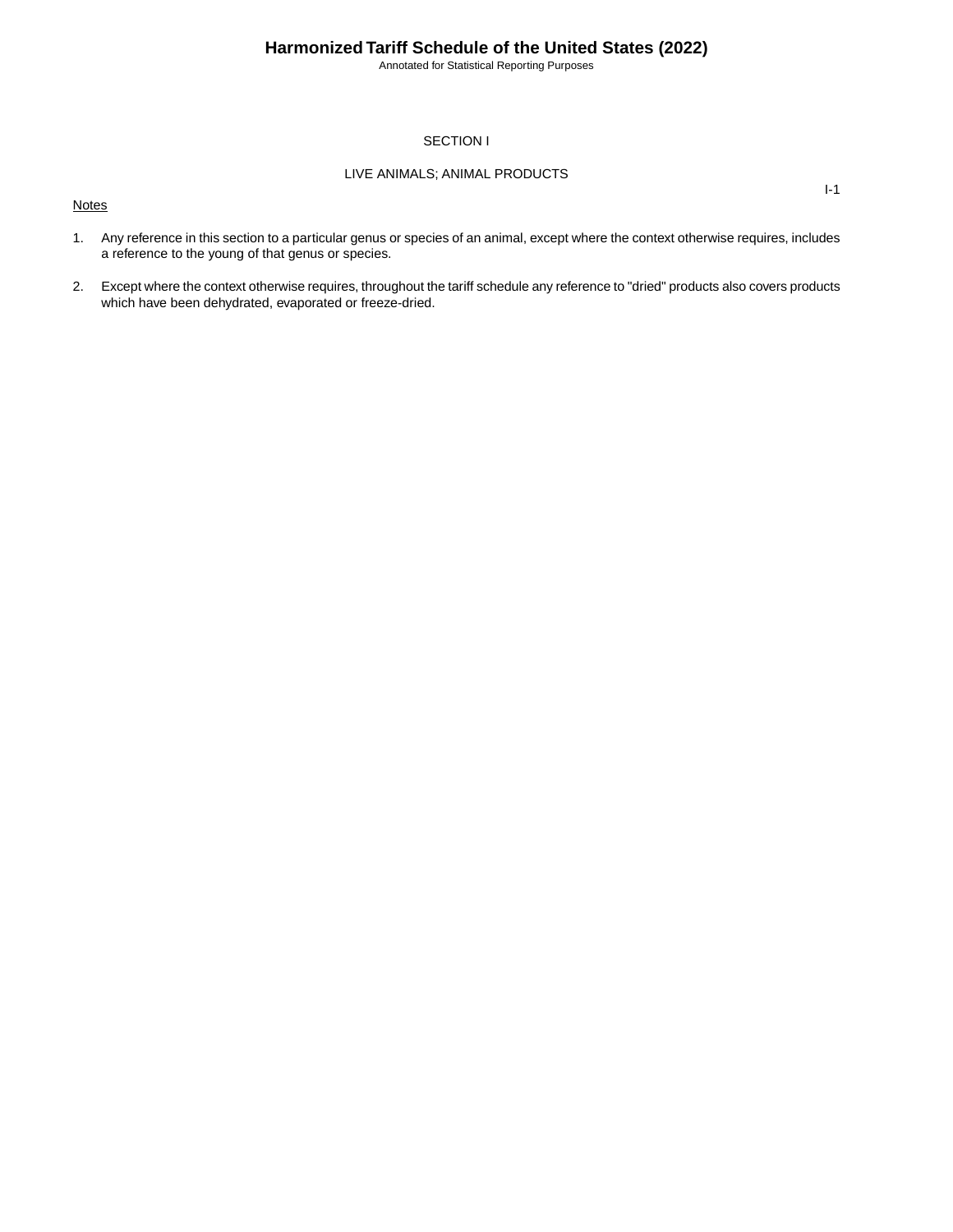# SECTION I

## LIVE ANIMALS; ANIMAL PRODUCTS

Notes

1. Any reference in this section to a particular genus or species of an animal, except where the context otherwise requires, includes a reference to the young of that genus or species.

2. Except where the context otherwise requires, throughout the tariff schedule any reference to "dried" products also covers products which have been dehydrated, evaporated or freeze-dried.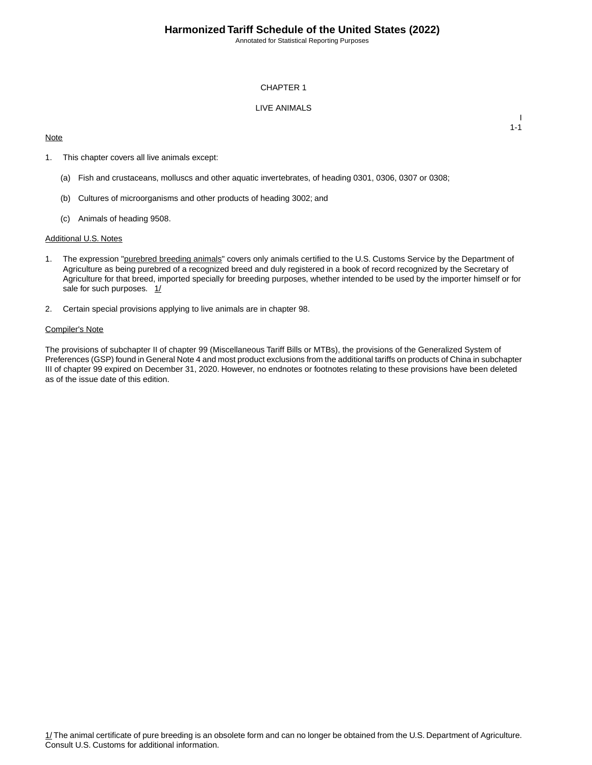# CHAPTER 1

## LIVE ANIMALS

Note

1. This chapter covers all live animals except:

   (a) Fish and crustaceans, molluscs and other aquatic invertebrates, of heading 0301, 0306, 0307 or 0308;

   (b) Cultures of microorganisms and other products of heading 3002; and

   (c) Animals of heading 9508.

Additional U.S. Notes

1. The expression "purebred breeding animals" covers only animals certified to the U.S. Customs Service by the Department of Agriculture as being purebred of a recognized breed and duly registered in a book of record recognized by the Secretary of Agriculture for that breed, imported specially for breeding purposes, whether intended to be used by the importer himself or for sale for such purposes. 1/

2. Certain special provisions applying to live animals are in chapter 98.

Compiler's Note

The provisions of subchapter II of chapter 99 (Miscellaneous Tariff Bills or MTBs), the provisions of the Generalized System of Preferences (GSP) found in General Note 4 and most product exclusions from the additional tariffs on products of China in subchapter III of chapter 99 expired on December 31, 2020. However, no endnotes or footnotes relating to these provisions have been deleted as of the issue date of this edition.

1/ The animal certificate of pure breeding is an obsolete form and can no longer be obtained from the U.S. Department of Agriculture. Consult U.S. Customs for additional information.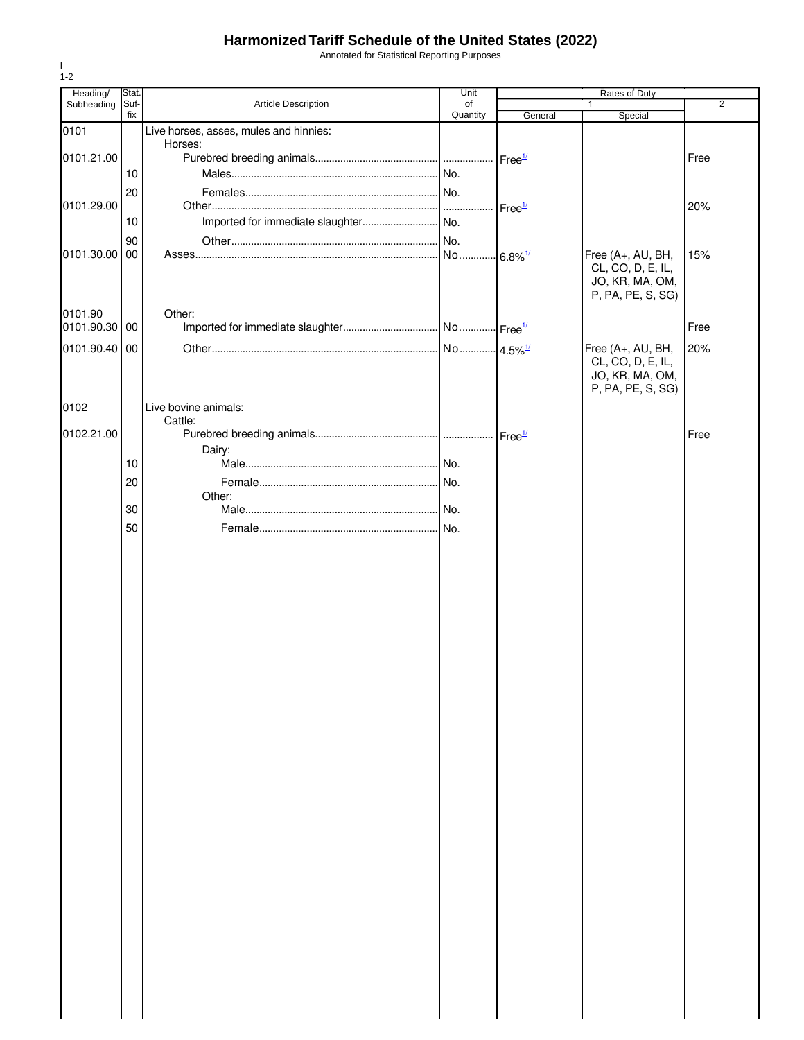# Harmonized Tariff Schedule of the United States (2022)

Annotated for Statistical Reporting Purposes

I
1-2

| Heading/ Subheading | Stat. Suf- fix | Article Description | Unit of Quantity | Rates of Duty 1 General | Rates of Duty 1 Special | Rates of Duty 2 |
|---|---|---|---|---|---|---|
| 0101 | | Live horses, asses, mules and hinnies: | | | | |
| | | Horses: | | | | |
| 0101.21.00 | | Purebred breeding animals | | Free[1/] | | Free |
| | 10 | Males | No. | | | |
| | 20 | Females | No. | | | |
| 0101.29.00 | | Other | | Free[1/] | | 20% |
| | 10 | Imported for immediate slaughter | No. | | | |
| | 90 | Other | No. | | | |
| 0101.30.00 | 00 | Asses | No. | 6.8%[1/] | Free (A+, AU, BH, CL, CO, D, E, IL, JO, KR, MA, OM, P, PA, PE, S, SG) | 15% |
| 0101.90 | | Other: | | | | |
| 0101.90.30 | 00 | Imported for immediate slaughter | No. | Free[1/] | | Free |
| 0101.90.40 | 00 | Other | No. | 4.5%[1/] | Free (A+, AU, BH, CL, CO, D, E, IL, JO, KR, MA, OM, P, PA, PE, S, SG) | 20% |
| 0102 | | Live bovine animals: | | | | |
| | | Cattle: | | | | |
| 0102.21.00 | | Purebred breeding animals | | Free[1/] | | Free |
| | | Dairy: | | | | |
| | 10 | Male | No. | | | |
| | 20 | Female | No. | | | |
| | | Other: | | | | |
| | 30 | Male | No. | | | |
| | 50 | Female | No. | | | |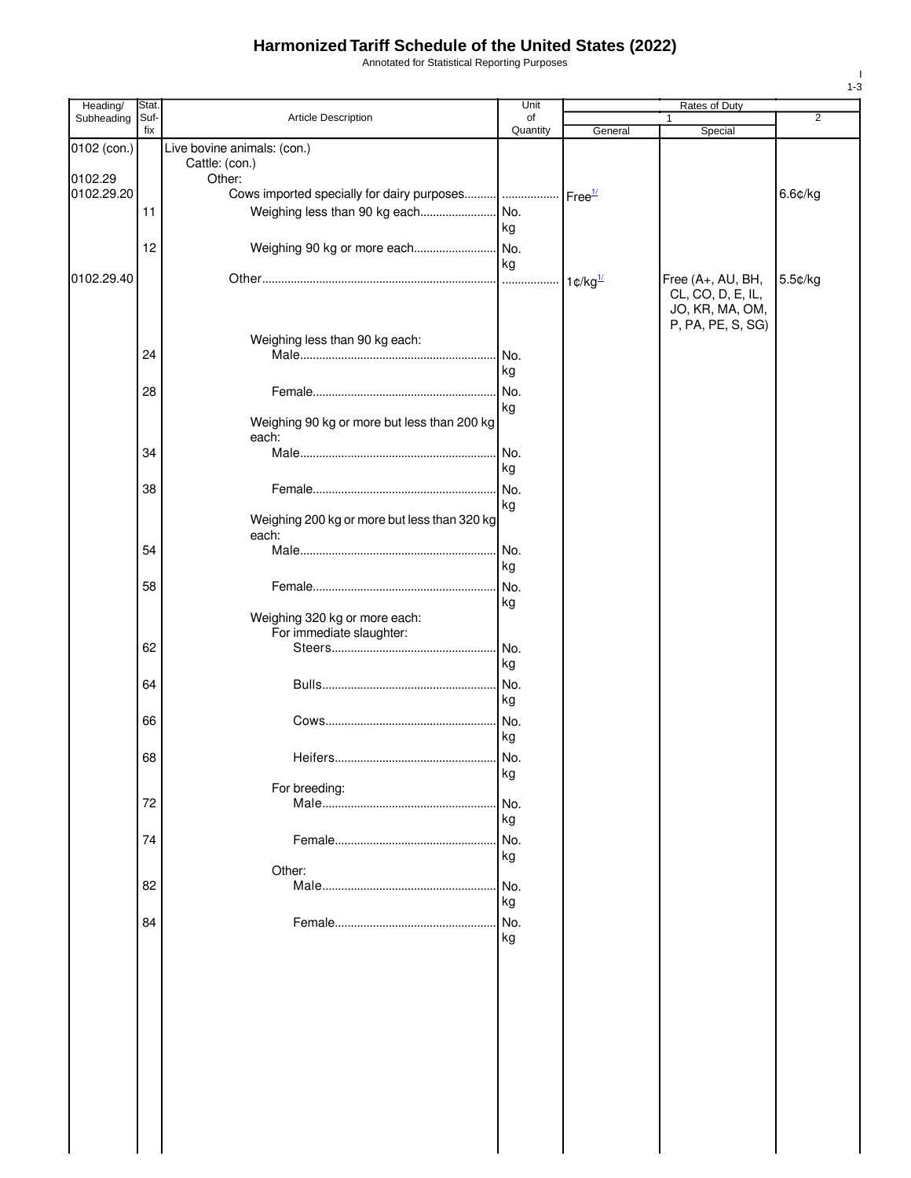# Harmonized Tariff Schedule of the United States (2022)

Annotated for Statistical Reporting Purposes

| Heading/ Subheading | Stat. Suf- fix | Article Description | Unit of Quantity | Rates of Duty 1 General | Special | 2 |
|---|---|---|---|---|---|---|
| 0102 (con.) | | Live bovine animals: (con.) | | | | |
| | | Cattle: (con.) | | | | |
| 0102.29 | | Other: | | | | |
| 0102.29.20 | | Cows imported specially for dairy purposes | | Free[1/] | | 6.6¢/kg |
| | 11 | Weighing less than 90 kg each | No. kg | | | |
| | 12 | Weighing 90 kg or more each | No. kg | | | |
| 0102.29.40 | | Other | | 1¢/kg[1/] | Free (A+, AU, BH, CL, CO, D, E, IL, JO, KR, MA, OM, P, PA, PE, S, SG) | 5.5¢/kg |
| | | Weighing less than 90 kg each: | | | | |
| | 24 | Male | No. kg | | | |
| | 28 | Female | No. kg | | | |
| | | Weighing 90 kg or more but less than 200 kg each: | | | | |
| | 34 | Male | No. kg | | | |
| | 38 | Female | No. kg | | | |
| | | Weighing 200 kg or more but less than 320 kg each: | | | | |
| | 54 | Male | No. kg | | | |
| | 58 | Female | No. kg | | | |
| | | Weighing 320 kg or more each: | | | | |
| | | For immediate slaughter: | | | | |
| | 62 | Steers | No. kg | | | |
| | 64 | Bulls | No. kg | | | |
| | 66 | Cows | No. kg | | | |
| | 68 | Heifers | No. kg | | | |
| | | For breeding: | | | | |
| | 72 | Male | No. kg | | | |
| | 74 | Female | No. kg | | | |
| | | Other: | | | | |
| | 82 | Male | No. kg | | | |
| | 84 | Female | No. kg | | | |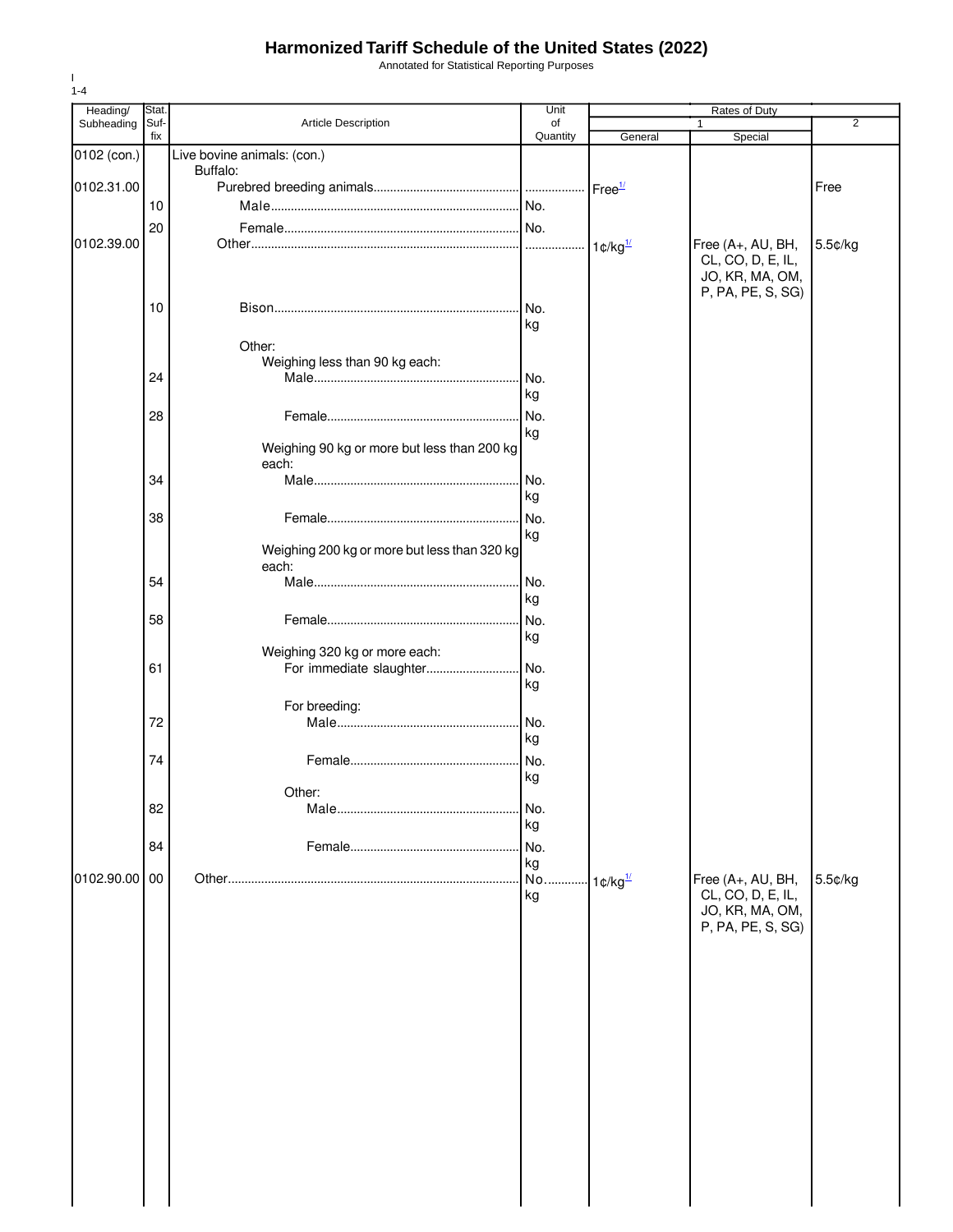# Harmonized Tariff Schedule of the United States (2022)

Annotated for Statistical Reporting Purposes

I
1-4

| Heading/ Subheading | Stat. Suf- fix | Article Description | Unit of Quantity | Rates of Duty 1 General | Special | 2 |
|---|---|---|---|---|---|---|
| 0102 (con.) | | Live bovine animals: (con.) | | | | |
| | | Buffalo: | | | | |
| 0102.31.00 | | Purebred breeding animals | | Free[1/] | | Free |
| | 10 | Male | No. | | | |
| | 20 | Female | No. | | | |
| 0102.39.00 | | Other | | 1¢/kg[1/] | Free (A+, AU, BH, CL, CO, D, E, IL, JO, KR, MA, OM, P, PA, PE, S, SG) | 5.5¢/kg |
| | 10 | Bison | No. kg | | | |
| | | Other: | | | | |
| | | Weighing less than 90 kg each: | | | | |
| | 24 | Male | No. kg | | | |
| | 28 | Female | No. kg | | | |
| | | Weighing 90 kg or more but less than 200 kg each: | | | | |
| | 34 | Male | No. kg | | | |
| | 38 | Female | No. kg | | | |
| | | Weighing 200 kg or more but less than 320 kg each: | | | | |
| | 54 | Male | No. kg | | | |
| | 58 | Female | No. kg | | | |
| | | Weighing 320 kg or more each: | | | | |
| | 61 | For immediate slaughter | No. kg | | | |
| | | For breeding: | | | | |
| | 72 | Male | No. kg | | | |
| | 74 | Female | No. kg | | | |
| | | Other: | | | | |
| | 82 | Male | No. kg | | | |
| | 84 | Female | No. kg | | | |
| 0102.90.00 | 00 | Other | No. kg | 1¢/kg[1/] | Free (A+, AU, BH, CL, CO, D, E, IL, JO, KR, MA, OM, P, PA, PE, S, SG) | 5.5¢/kg |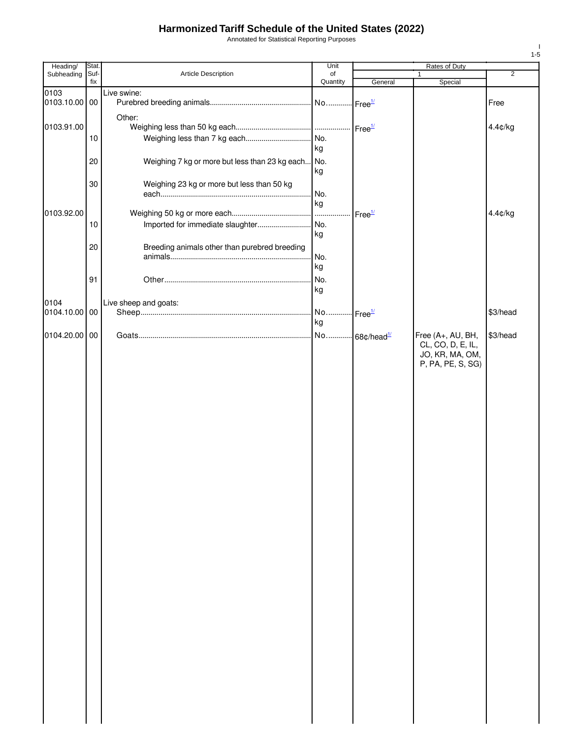# Harmonized Tariff Schedule of the United States (2022)

Annotated for Statistical Reporting Purposes

| Heading/ Subheading | Stat. Suf- fix | Article Description | Unit of Quantity | Rates of Duty 1 General | Rates of Duty 1 Special | Rates of Duty 2 |
|---|---|---|---|---|---|---|
| 0103 | | Live swine: | | | | |
| 0103.10.00 | 00 | Purebred breeding animals | No. | Free[1/] | | Free |
| | | Other: | | | | |
| 0103.91.00 | | Weighing less than 50 kg each | | Free[1/] | | 4.4¢/kg |
| | 10 | Weighing less than 7 kg each | No. kg | | | |
| | 20 | Weighing 7 kg or more but less than 23 kg each | No. kg | | | |
| | 30 | Weighing 23 kg or more but less than 50 kg each | No. kg | | | |
| 0103.92.00 | | Weighing 50 kg or more each | | Free[1/] | | 4.4¢/kg |
| | 10 | Imported for immediate slaughter | No. kg | | | |
| | 20 | Breeding animals other than purebred breeding animals | No. kg | | | |
| | 91 | Other | No. kg | | | |
| 0104 | | Live sheep and goats: | | | | |
| 0104.10.00 | 00 | Sheep | No. kg | Free[1/] | | $3/head |
| 0104.20.00 | 00 | Goats | No. | 68¢/head[1/] | Free (A+, AU, BH, CL, CO, D, E, IL, JO, KR, MA, OM, P, PA, PE, S, SG) | $3/head |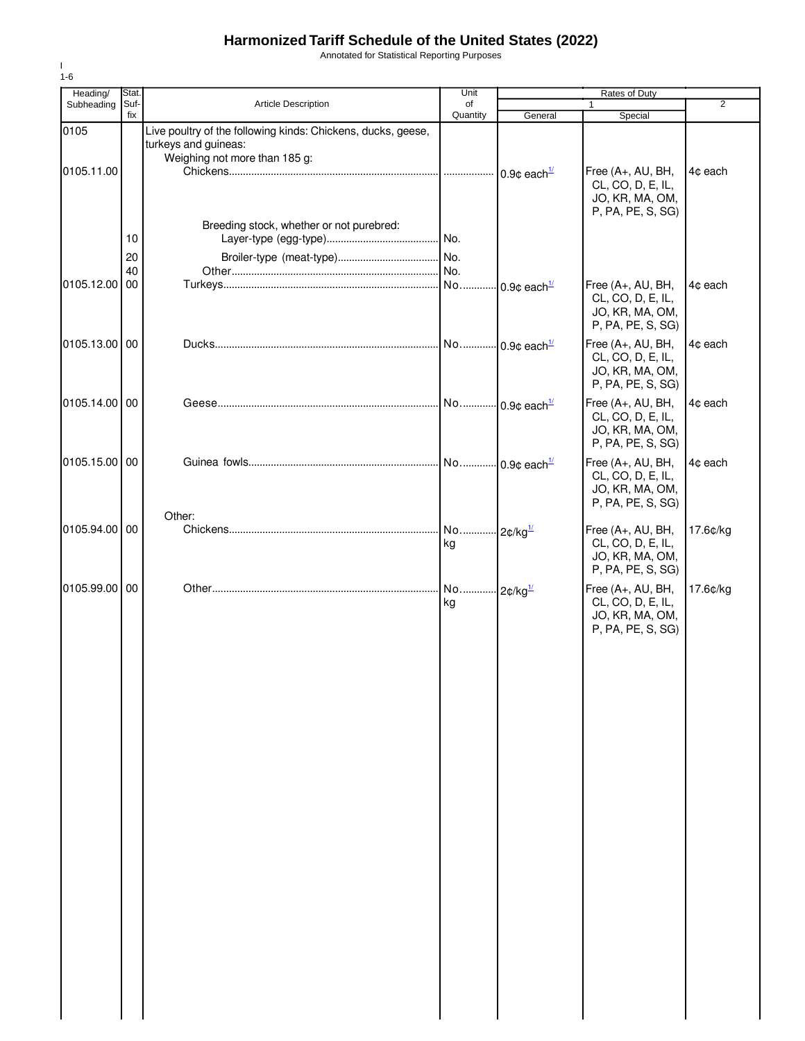# Harmonized Tariff Schedule of the United States (2022)

Annotated for Statistical Reporting Purposes

I
1-6

| Heading/ Subheading | Stat. Suf- fix | Article Description | Unit of Quantity | Rates of Duty 1 General | Special | 2 |
|---|---|---|---|---|---|---|
| 0105 | | Live poultry of the following kinds: Chickens, ducks, geese, turkeys and guineas: | | | | |
| | | Weighing not more than 185 g: | | | | |
| 0105.11.00 | | Chickens | | 0.9¢ each[1/] | Free (A+, AU, BH, CL, CO, D, E, IL, JO, KR, MA, OM, P, PA, PE, S, SG) | 4¢ each |
| | | Breeding stock, whether or not purebred: | | | | |
| | 10 | Layer-type (egg-type) | No. | | | |
| | 20 | Broiler-type (meat-type) | No. | | | |
| | 40 | Other | No. | | | |
| 0105.12.00 | 00 | Turkeys | No. | 0.9¢ each[1/] | Free (A+, AU, BH, CL, CO, D, E, IL, JO, KR, MA, OM, P, PA, PE, S, SG) | 4¢ each |
| 0105.13.00 | 00 | Ducks | No. | 0.9¢ each[1/] | Free (A+, AU, BH, CL, CO, D, E, IL, JO, KR, MA, OM, P, PA, PE, S, SG) | 4¢ each |
| 0105.14.00 | 00 | Geese | No. | 0.9¢ each[1/] | Free (A+, AU, BH, CL, CO, D, E, IL, JO, KR, MA, OM, P, PA, PE, S, SG) | 4¢ each |
| 0105.15.00 | 00 | Guinea fowls | No. | 0.9¢ each[1/] | Free (A+, AU, BH, CL, CO, D, E, IL, JO, KR, MA, OM, P, PA, PE, S, SG) | 4¢ each |
| | | Other: | | | | |
| 0105.94.00 | 00 | Chickens | No. kg | 2¢/kg[1/] | Free (A+, AU, BH, CL, CO, D, E, IL, JO, KR, MA, OM, P, PA, PE, S, SG) | 17.6¢/kg |
| 0105.99.00 | 00 | Other | No. kg | 2¢/kg[1/] | Free (A+, AU, BH, CL, CO, D, E, IL, JO, KR, MA, OM, P, PA, PE, S, SG) | 17.6¢/kg |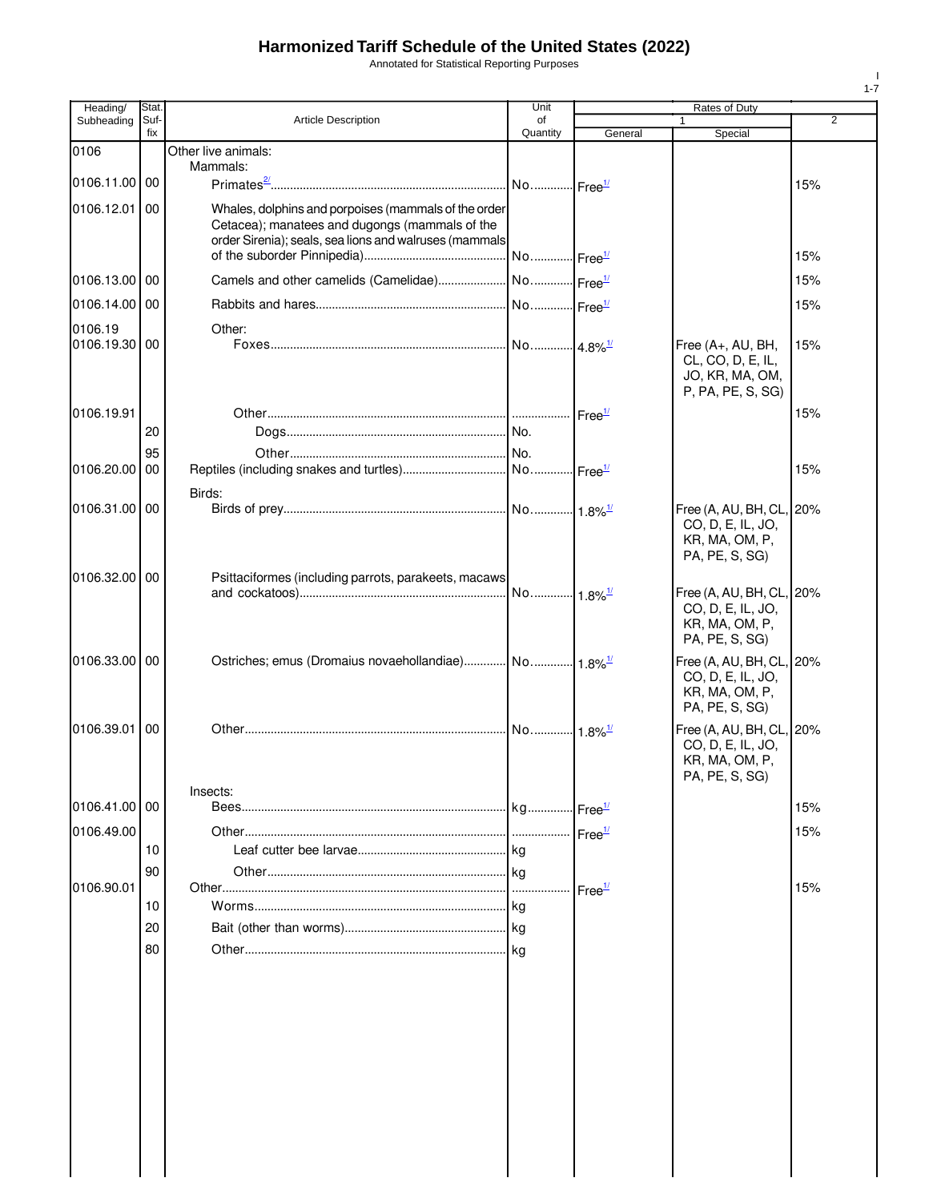# Harmonized Tariff Schedule of the United States (2022)

Annotated for Statistical Reporting Purposes

| Heading/ Subheading | Stat. Suf- fix | Article Description | Unit of Quantity | Rates of Duty 1 General | Rates of Duty 1 Special | Rates of Duty 2 |
|---|---|---|---|---|---|---|
| 0106 | | Other live animals: | | | | |
| | | Mammals: | | | | |
| 0106.11.00 | 00 | Primates[2/] | No. | Free[1/] | | 15% |
| 0106.12.01 | 00 | Whales, dolphins and porpoises (mammals of the order Cetacea); manatees and dugongs (mammals of the order Sirenia); seals, sea lions and walruses (mammals of the suborder Pinnipedia) | No. | Free[1/] | | 15% |
| 0106.13.00 | 00 | Camels and other camelids (Camelidae) | No. | Free[1/] | | 15% |
| 0106.14.00 | 00 | Rabbits and hares | No. | Free[1/] | | 15% |
| 0106.19 | | Other: | | | | |
| 0106.19.30 | 00 | Foxes | No. | 4.8%[1/] | Free (A+, AU, BH, CL, CO, D, E, IL, JO, KR, MA, OM, P, PA, PE, S, SG) | 15% |
| 0106.19.91 | | Other | | Free[1/] | | 15% |
| | 20 | Dogs | No. | | | |
| | 95 | Other | No. | | | |
| 0106.20.00 | 00 | Reptiles (including snakes and turtles) | No. | Free[1/] | | 15% |
| | | Birds: | | | | |
| 0106.31.00 | 00 | Birds of prey | No. | 1.8%[1/] | Free (A, AU, BH, CL, CO, D, E, IL, JO, KR, MA, OM, P, PA, PE, S, SG) | 20% |
| 0106.32.00 | 00 | Psittaciformes (including parrots, parakeets, macaws and cockatoos) | No. | 1.8%[1/] | Free (A, AU, BH, CL, CO, D, E, IL, JO, KR, MA, OM, P, PA, PE, S, SG) | 20% |
| 0106.33.00 | 00 | Ostriches; emus (Dromaius novaehollandiae) | No. | 1.8%[1/] | Free (A, AU, BH, CL, CO, D, E, IL, JO, KR, MA, OM, P, PA, PE, S, SG) | 20% |
| 0106.39.01 | 00 | Other | No. | 1.8%[1/] | Free (A, AU, BH, CL, CO, D, E, IL, JO, KR, MA, OM, P, PA, PE, S, SG) | 20% |
| | | Insects: | | | | |
| 0106.41.00 | 00 | Bees | kg | Free[1/] | | 15% |
| 0106.49.00 | | Other | | Free[1/] | | 15% |
| | 10 | Leaf cutter bee larvae | kg | | | |
| | 90 | Other | kg | | | |
| 0106.90.01 | | Other | | Free[1/] | | 15% |
| | 10 | Worms | kg | | | |
| | 20 | Bait (other than worms) | kg | | | |
| | 80 | Other | kg | | | |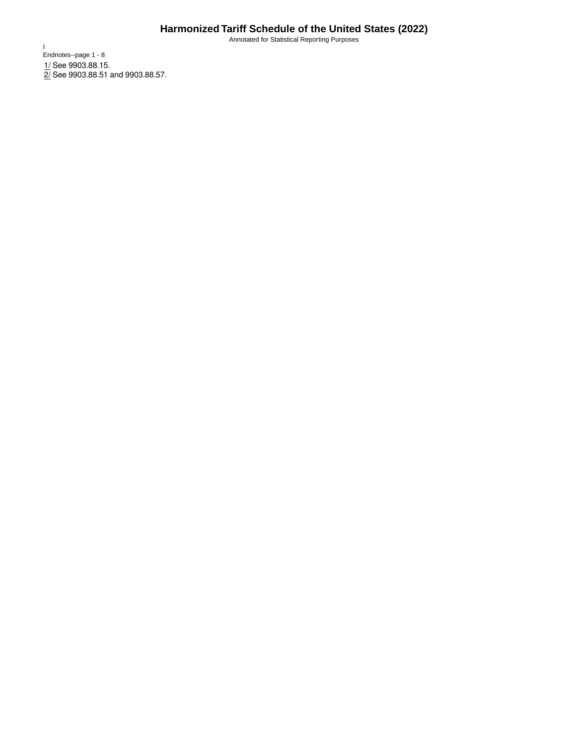1/ See 9903.88.15.

2/ See 9903.88.51 and 9903.88.57.